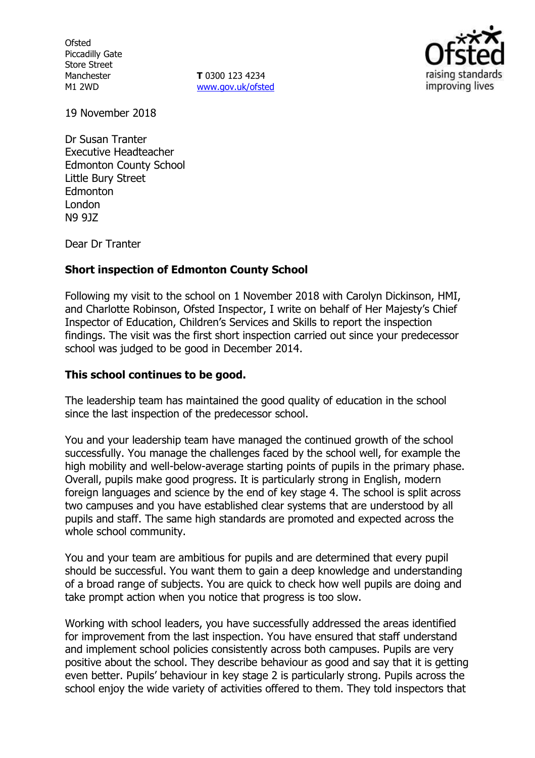Ofsted
Piccadilly Gate
Store Street
Manchester
M1 2WD

**T** 0300 123 4234
www.gov.uk/ofsted

19 November 2018

Dr Susan Tranter
Executive Headteacher
Edmonton County School
Little Bury Street
Edmonton
London
N9 9JZ

Dear Dr Tranter

**Short inspection of Edmonton County School**

Following my visit to the school on 1 November 2018 with Carolyn Dickinson, HMI, and Charlotte Robinson, Ofsted Inspector, I write on behalf of Her Majesty's Chief Inspector of Education, Children's Services and Skills to report the inspection findings. The visit was the first short inspection carried out since your predecessor school was judged to be good in December 2014.

**This school continues to be good.**

The leadership team has maintained the good quality of education in the school since the last inspection of the predecessor school.

You and your leadership team have managed the continued growth of the school successfully. You manage the challenges faced by the school well, for example the high mobility and well-below-average starting points of pupils in the primary phase. Overall, pupils make good progress. It is particularly strong in English, modern foreign languages and science by the end of key stage 4. The school is split across two campuses and you have established clear systems that are understood by all pupils and staff. The same high standards are promoted and expected across the whole school community.

You and your team are ambitious for pupils and are determined that every pupil should be successful. You want them to gain a deep knowledge and understanding of a broad range of subjects. You are quick to check how well pupils are doing and take prompt action when you notice that progress is too slow.

Working with school leaders, you have successfully addressed the areas identified for improvement from the last inspection. You have ensured that staff understand and implement school policies consistently across both campuses. Pupils are very positive about the school. They describe behaviour as good and say that it is getting even better. Pupils' behaviour in key stage 2 is particularly strong. Pupils across the school enjoy the wide variety of activities offered to them. They told inspectors that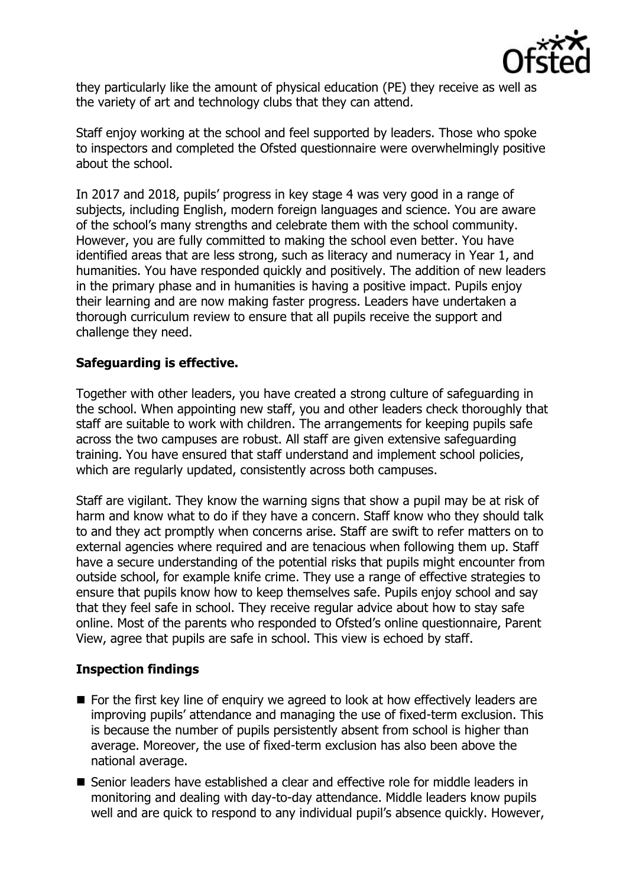they particularly like the amount of physical education (PE) they receive as well as the variety of art and technology clubs that they can attend.

Staff enjoy working at the school and feel supported by leaders. Those who spoke to inspectors and completed the Ofsted questionnaire were overwhelmingly positive about the school.

In 2017 and 2018, pupils' progress in key stage 4 was very good in a range of subjects, including English, modern foreign languages and science. You are aware of the school's many strengths and celebrate them with the school community. However, you are fully committed to making the school even better. You have identified areas that are less strong, such as literacy and numeracy in Year 1, and humanities. You have responded quickly and positively. The addition of new leaders in the primary phase and in humanities is having a positive impact. Pupils enjoy their learning and are now making faster progress. Leaders have undertaken a thorough curriculum review to ensure that all pupils receive the support and challenge they need.

**Safeguarding is effective.**

Together with other leaders, you have created a strong culture of safeguarding in the school. When appointing new staff, you and other leaders check thoroughly that staff are suitable to work with children. The arrangements for keeping pupils safe across the two campuses are robust. All staff are given extensive safeguarding training. You have ensured that staff understand and implement school policies, which are regularly updated, consistently across both campuses.

Staff are vigilant. They know the warning signs that show a pupil may be at risk of harm and know what to do if they have a concern. Staff know who they should talk to and they act promptly when concerns arise. Staff are swift to refer matters on to external agencies where required and are tenacious when following them up. Staff have a secure understanding of the potential risks that pupils might encounter from outside school, for example knife crime. They use a range of effective strategies to ensure that pupils know how to keep themselves safe. Pupils enjoy school and say that they feel safe in school. They receive regular advice about how to stay safe online. Most of the parents who responded to Ofsted's online questionnaire, Parent View, agree that pupils are safe in school. This view is echoed by staff.

**Inspection findings**

- For the first key line of enquiry we agreed to look at how effectively leaders are improving pupils' attendance and managing the use of fixed-term exclusion. This is because the number of pupils persistently absent from school is higher than average. Moreover, the use of fixed-term exclusion has also been above the national average.
- Senior leaders have established a clear and effective role for middle leaders in monitoring and dealing with day-to-day attendance. Middle leaders know pupils well and are quick to respond to any individual pupil's absence quickly. However,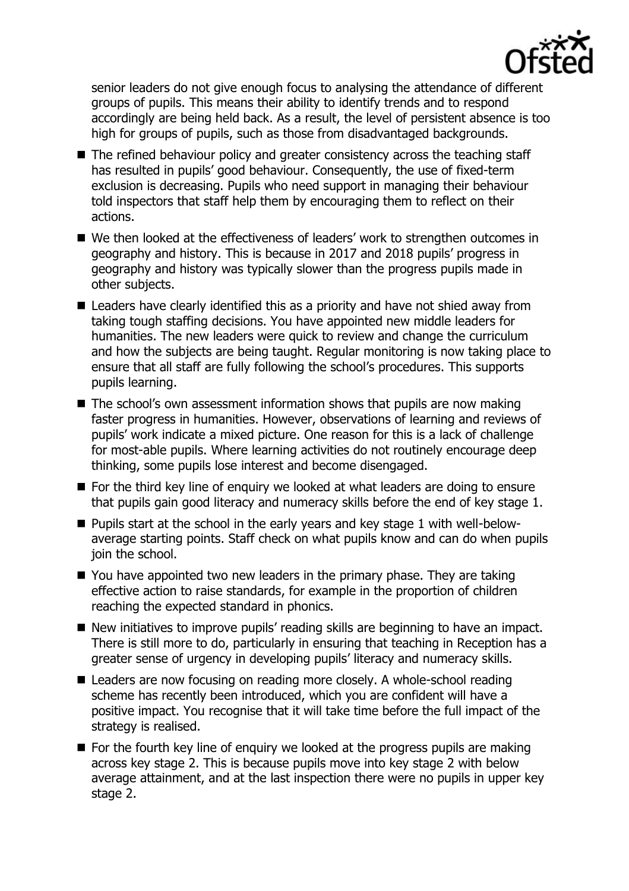senior leaders do not give enough focus to analysing the attendance of different groups of pupils. This means their ability to identify trends and to respond accordingly are being held back. As a result, the level of persistent absence is too high for groups of pupils, such as those from disadvantaged backgrounds.

- The refined behaviour policy and greater consistency across the teaching staff has resulted in pupils' good behaviour. Consequently, the use of fixed-term exclusion is decreasing. Pupils who need support in managing their behaviour told inspectors that staff help them by encouraging them to reflect on their actions.
- We then looked at the effectiveness of leaders' work to strengthen outcomes in geography and history. This is because in 2017 and 2018 pupils' progress in geography and history was typically slower than the progress pupils made in other subjects.
- Leaders have clearly identified this as a priority and have not shied away from taking tough staffing decisions. You have appointed new middle leaders for humanities. The new leaders were quick to review and change the curriculum and how the subjects are being taught. Regular monitoring is now taking place to ensure that all staff are fully following the school's procedures. This supports pupils learning.
- The school's own assessment information shows that pupils are now making faster progress in humanities. However, observations of learning and reviews of pupils' work indicate a mixed picture. One reason for this is a lack of challenge for most-able pupils. Where learning activities do not routinely encourage deep thinking, some pupils lose interest and become disengaged.
- For the third key line of enquiry we looked at what leaders are doing to ensure that pupils gain good literacy and numeracy skills before the end of key stage 1.
- Pupils start at the school in the early years and key stage 1 with well-below-average starting points. Staff check on what pupils know and can do when pupils join the school.
- You have appointed two new leaders in the primary phase. They are taking effective action to raise standards, for example in the proportion of children reaching the expected standard in phonics.
- New initiatives to improve pupils' reading skills are beginning to have an impact. There is still more to do, particularly in ensuring that teaching in Reception has a greater sense of urgency in developing pupils' literacy and numeracy skills.
- Leaders are now focusing on reading more closely. A whole-school reading scheme has recently been introduced, which you are confident will have a positive impact. You recognise that it will take time before the full impact of the strategy is realised.
- For the fourth key line of enquiry we looked at the progress pupils are making across key stage 2. This is because pupils move into key stage 2 with below average attainment, and at the last inspection there were no pupils in upper key stage 2.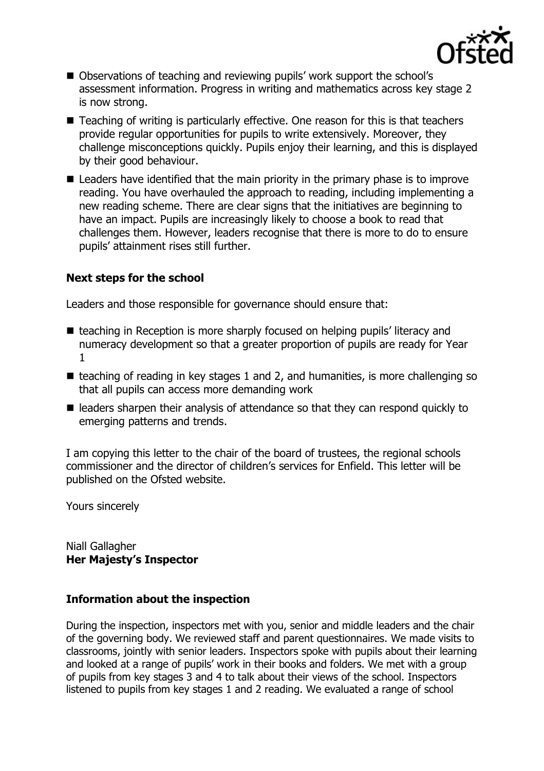- Observations of teaching and reviewing pupils' work support the school's assessment information. Progress in writing and mathematics across key stage 2 is now strong.
- Teaching of writing is particularly effective. One reason for this is that teachers provide regular opportunities for pupils to write extensively. Moreover, they challenge misconceptions quickly. Pupils enjoy their learning, and this is displayed by their good behaviour.
- Leaders have identified that the main priority in the primary phase is to improve reading. You have overhauled the approach to reading, including implementing a new reading scheme. There are clear signs that the initiatives are beginning to have an impact. Pupils are increasingly likely to choose a book to read that challenges them. However, leaders recognise that there is more to do to ensure pupils' attainment rises still further.

### Next steps for the school

Leaders and those responsible for governance should ensure that:

- teaching in Reception is more sharply focused on helping pupils' literacy and numeracy development so that a greater proportion of pupils are ready for Year 1
- teaching of reading in key stages 1 and 2, and humanities, is more challenging so that all pupils can access more demanding work
- leaders sharpen their analysis of attendance so that they can respond quickly to emerging patterns and trends.

I am copying this letter to the chair of the board of trustees, the regional schools commissioner and the director of children's services for Enfield. This letter will be published on the Ofsted website.

Yours sincerely

Niall Gallagher
**Her Majesty's Inspector**

### Information about the inspection

During the inspection, inspectors met with you, senior and middle leaders and the chair of the governing body. We reviewed staff and parent questionnaires. We made visits to classrooms, jointly with senior leaders. Inspectors spoke with pupils about their learning and looked at a range of pupils' work in their books and folders. We met with a group of pupils from key stages 3 and 4 to talk about their views of the school. Inspectors listened to pupils from key stages 1 and 2 reading. We evaluated a range of school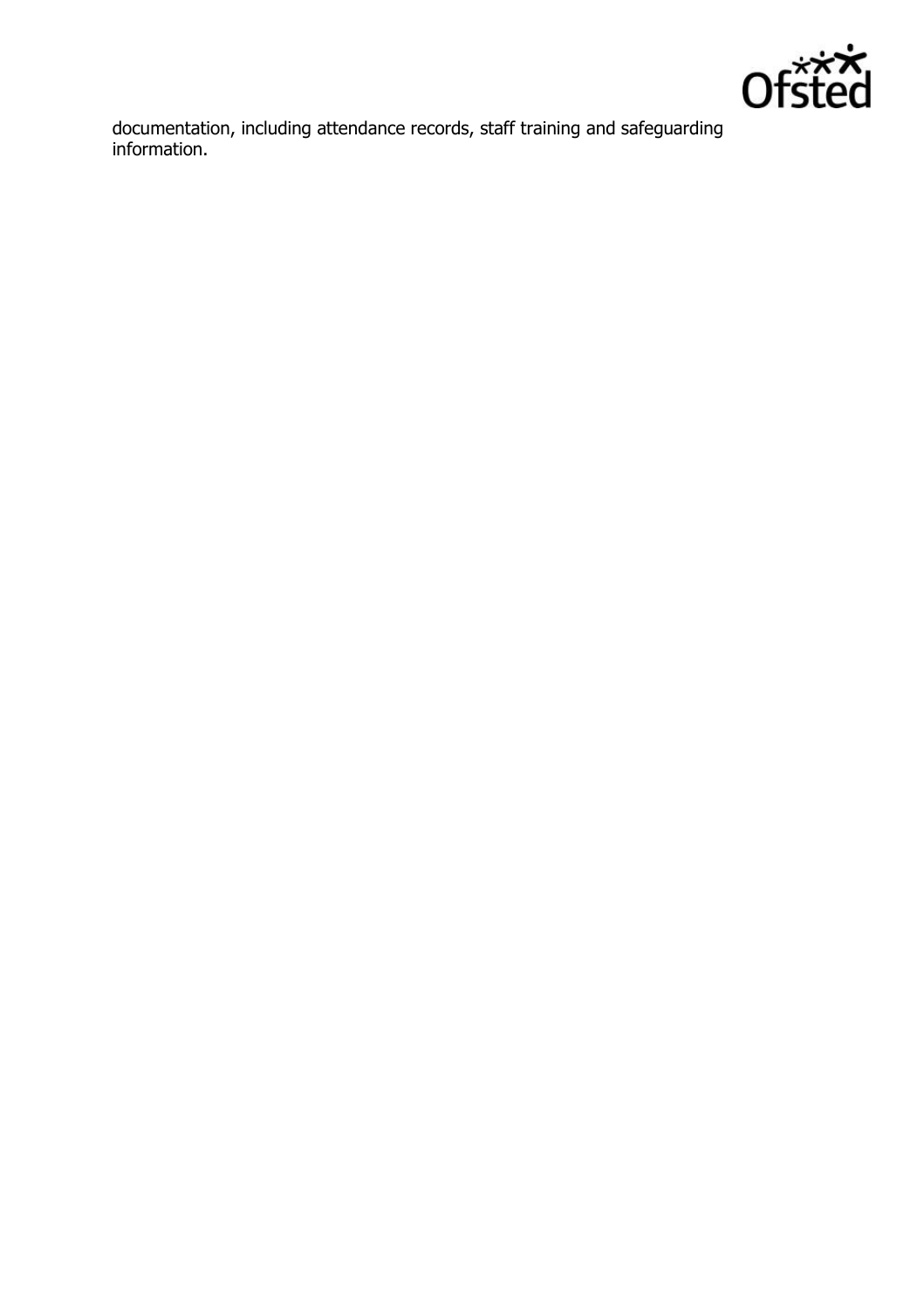documentation, including attendance records, staff training and safeguarding information.